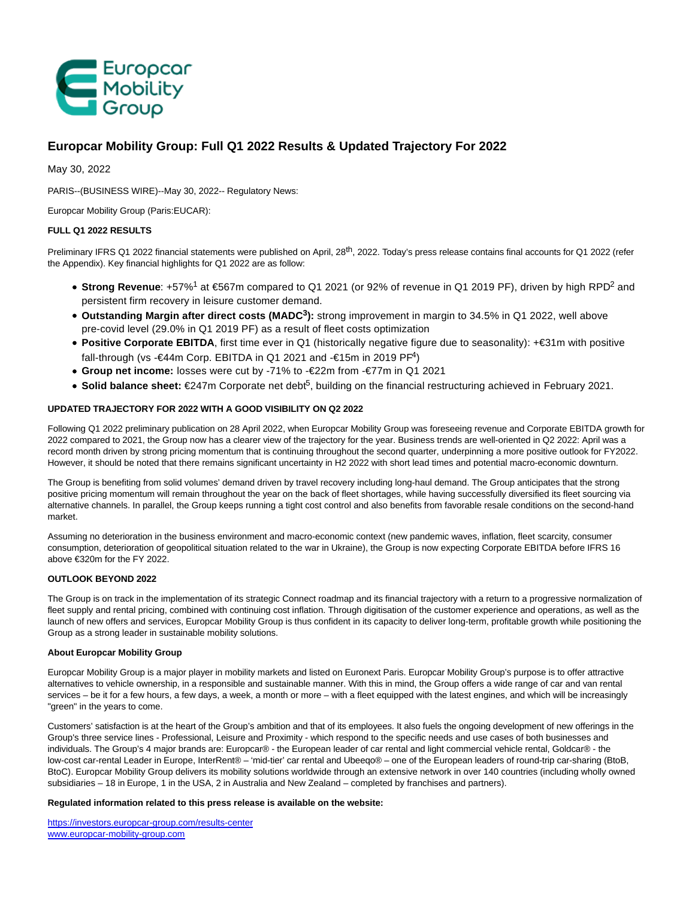# Europcar Mobility Group: Full Q1 2022 Results & Updated Trajectory For 2022

May 30, 2022

PARIS--(BUSINESS WIRE)--May 30, 2022-- Regulatory News:

Europcar Mobility Group (Paris:EUCAR):

**FULL Q1 2022 RESULTS**

Preliminary IFRS Q1 2022 financial statements were published on April, 28th, 2022. Today's press release contains final accounts for Q1 2022 (refer the Appendix). Key financial highlights for Q1 2022 are as follow:

- **Strong Revenue**: +57%[1] at €567m compared to Q1 2021 (or 92% of revenue in Q1 2019 PF), driven by high RPD[2] and persistent firm recovery in leisure customer demand.
- **Outstanding Margin after direct costs (MADC[3]):** strong improvement in margin to 34.5% in Q1 2022, well above pre-covid level (29.0% in Q1 2019 PF) as a result of fleet costs optimization
- **Positive Corporate EBITDA**, first time ever in Q1 (historically negative figure due to seasonality): +€31m with positive fall-through (vs -€44m Corp. EBITDA in Q1 2021 and -€15m in 2019 PF[4])
- **Group net income:** losses were cut by -71% to -€22m from -€77m in Q1 2021
- **Solid balance sheet:** €247m Corporate net debt[5], building on the financial restructuring achieved in February 2021.

**UPDATED TRAJECTORY FOR 2022 WITH A GOOD VISIBILITY ON Q2 2022**

Following Q1 2022 preliminary publication on 28 April 2022, when Europcar Mobility Group was foreseeing revenue and Corporate EBITDA growth for 2022 compared to 2021, the Group now has a clearer view of the trajectory for the year. Business trends are well-oriented in Q2 2022: April was a record month driven by strong pricing momentum that is continuing throughout the second quarter, underpinning a more positive outlook for FY2022. However, it should be noted that there remains significant uncertainty in H2 2022 with short lead times and potential macro-economic downturn.

The Group is benefiting from solid volumes' demand driven by travel recovery including long-haul demand. The Group anticipates that the strong positive pricing momentum will remain throughout the year on the back of fleet shortages, while having successfully diversified its fleet sourcing via alternative channels. In parallel, the Group keeps running a tight cost control and also benefits from favorable resale conditions on the second-hand market.

Assuming no deterioration in the business environment and macro-economic context (new pandemic waves, inflation, fleet scarcity, consumer consumption, deterioration of geopolitical situation related to the war in Ukraine), the Group is now expecting Corporate EBITDA before IFRS 16 above €320m for the FY 2022.

**OUTLOOK BEYOND 2022**

The Group is on track in the implementation of its strategic Connect roadmap and its financial trajectory with a return to a progressive normalization of fleet supply and rental pricing, combined with continuing cost inflation. Through digitisation of the customer experience and operations, as well as the launch of new offers and services, Europcar Mobility Group is thus confident in its capacity to deliver long-term, profitable growth while positioning the Group as a strong leader in sustainable mobility solutions.

**About Europcar Mobility Group**

Europcar Mobility Group is a major player in mobility markets and listed on Euronext Paris. Europcar Mobility Group's purpose is to offer attractive alternatives to vehicle ownership, in a responsible and sustainable manner. With this in mind, the Group offers a wide range of car and van rental services – be it for a few hours, a few days, a week, a month or more – with a fleet equipped with the latest engines, and which will be increasingly "green" in the years to come.

Customers' satisfaction is at the heart of the Group's ambition and that of its employees. It also fuels the ongoing development of new offerings in the Group's three service lines - Professional, Leisure and Proximity - which respond to the specific needs and use cases of both businesses and individuals. The Group's 4 major brands are: Europcar® - the European leader of car rental and light commercial vehicle rental, Goldcar® - the low-cost car-rental Leader in Europe, InterRent® – 'mid-tier' car rental and Ubeeqo® – one of the European leaders of round-trip car-sharing (BtoB, BtoC). Europcar Mobility Group delivers its mobility solutions worldwide through an extensive network in over 140 countries (including wholly owned subsidiaries – 18 in Europe, 1 in the USA, 2 in Australia and New Zealand – completed by franchises and partners).

**Regulated information related to this press release is available on the website:**

https://investors.europcar-group.com/results-center
www.europcar-mobility-group.com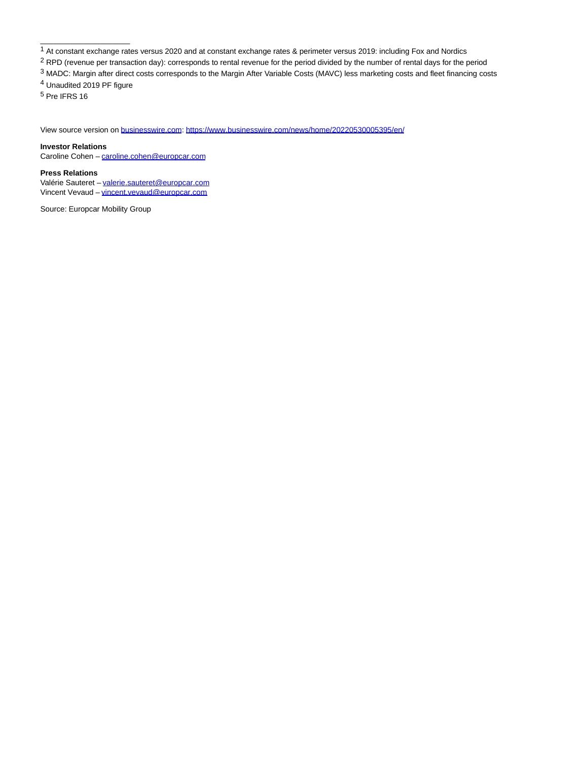[1] At constant exchange rates versus 2020 and at constant exchange rates & perimeter versus 2019: including Fox and Nordics

[2] RPD (revenue per transaction day): corresponds to rental revenue for the period divided by the number of rental days for the period

[3] MADC: Margin after direct costs corresponds to the Margin After Variable Costs (MAVC) less marketing costs and fleet financing costs

[4] Unaudited 2019 PF figure

[5] Pre IFRS 16

View source version on businesswire.com: https://www.businesswire.com/news/home/20220530005395/en/

**Investor Relations**
Caroline Cohen – caroline.cohen@europcar.com

**Press Relations**
Valérie Sauteret – valerie.sauteret@europcar.com
Vincent Vevaud – vincent.vevaud@europcar.com

Source: Europcar Mobility Group